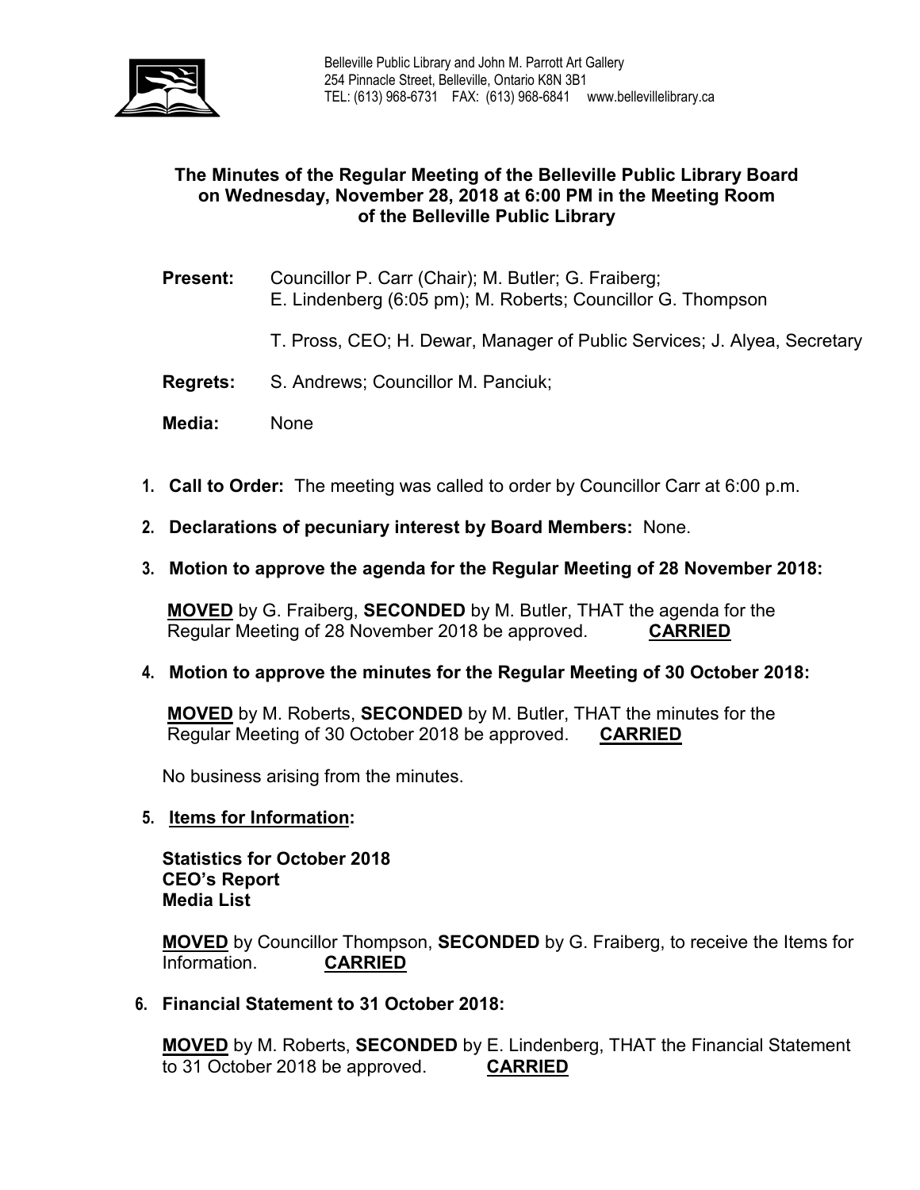Belleville Public Library and John M. Parrott Art Gallery
254 Pinnacle Street, Belleville, Ontario K8N 3B1
TEL: (613) 968-6731 FAX: (613) 968-6841 www.bellevillelibrary.ca

**The Minutes of the Regular Meeting of the Belleville Public Library Board on Wednesday, November 28, 2018 at 6:00 PM in the Meeting Room of the Belleville Public Library**

**Present:** Councillor P. Carr (Chair); M. Butler; G. Fraiberg; E. Lindenberg (6:05 pm); M. Roberts; Councillor G. Thompson

T. Pross, CEO; H. Dewar, Manager of Public Services; J. Alyea, Secretary

**Regrets:** S. Andrews; Councillor M. Panciuk;

**Media:** None

1. **Call to Order:** The meeting was called to order by Councillor Carr at 6:00 p.m.

2. **Declarations of pecuniary interest by Board Members:** None.

3. **Motion to approve the agenda for the Regular Meeting of 28 November 2018:**

   **MOVED** by G. Fraiberg, **SECONDED** by M. Butler, THAT the agenda for the Regular Meeting of 28 November 2018 be approved. **CARRIED**

4. **Motion to approve the minutes for the Regular Meeting of 30 October 2018:**

   **MOVED** by M. Roberts, **SECONDED** by M. Butler, THAT the minutes for the Regular Meeting of 30 October 2018 be approved. **CARRIED**

   No business arising from the minutes.

5. **Items for Information:**

   **Statistics for October 2018**
   **CEO's Report**
   **Media List**

   **MOVED** by Councillor Thompson, **SECONDED** by G. Fraiberg, to receive the Items for Information. **CARRIED**

6. **Financial Statement to 31 October 2018:**

   **MOVED** by M. Roberts, **SECONDED** by E. Lindenberg, THAT the Financial Statement to 31 October 2018 be approved. **CARRIED**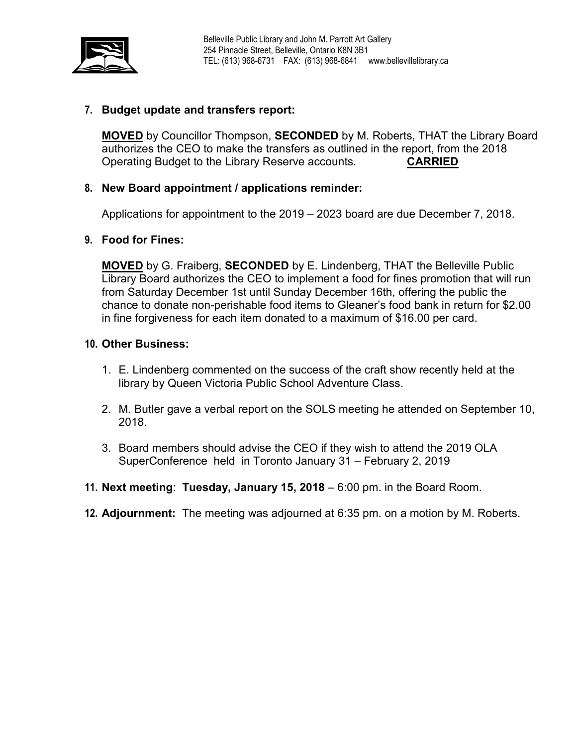**7. Budget update and transfers report:**

**MOVED** by Councillor Thompson, **SECONDED** by M. Roberts, THAT the Library Board authorizes the CEO to make the transfers as outlined in the report, from the 2018 Operating Budget to the Library Reserve accounts. **CARRIED**

**8. New Board appointment / applications reminder:**

Applications for appointment to the 2019 – 2023 board are due December 7, 2018.

**9. Food for Fines:**

**MOVED** by G. Fraiberg, **SECONDED** by E. Lindenberg, THAT the Belleville Public Library Board authorizes the CEO to implement a food for fines promotion that will run from Saturday December 1st until Sunday December 16th, offering the public the chance to donate non-perishable food items to Gleaner's food bank in return for $2.00 in fine forgiveness for each item donated to a maximum of $16.00 per card.

**10. Other Business:**

1. E. Lindenberg commented on the success of the craft show recently held at the library by Queen Victoria Public School Adventure Class.
2. M. Butler gave a verbal report on the SOLS meeting he attended on September 10, 2018.
3. Board members should advise the CEO if they wish to attend the 2019 OLA SuperConference held in Toronto January 31 – February 2, 2019

**11. Next meeting**: **Tuesday, January 15, 2018** – 6:00 pm. in the Board Room.

**12. Adjournment:** The meeting was adjourned at 6:35 pm. on a motion by M. Roberts.